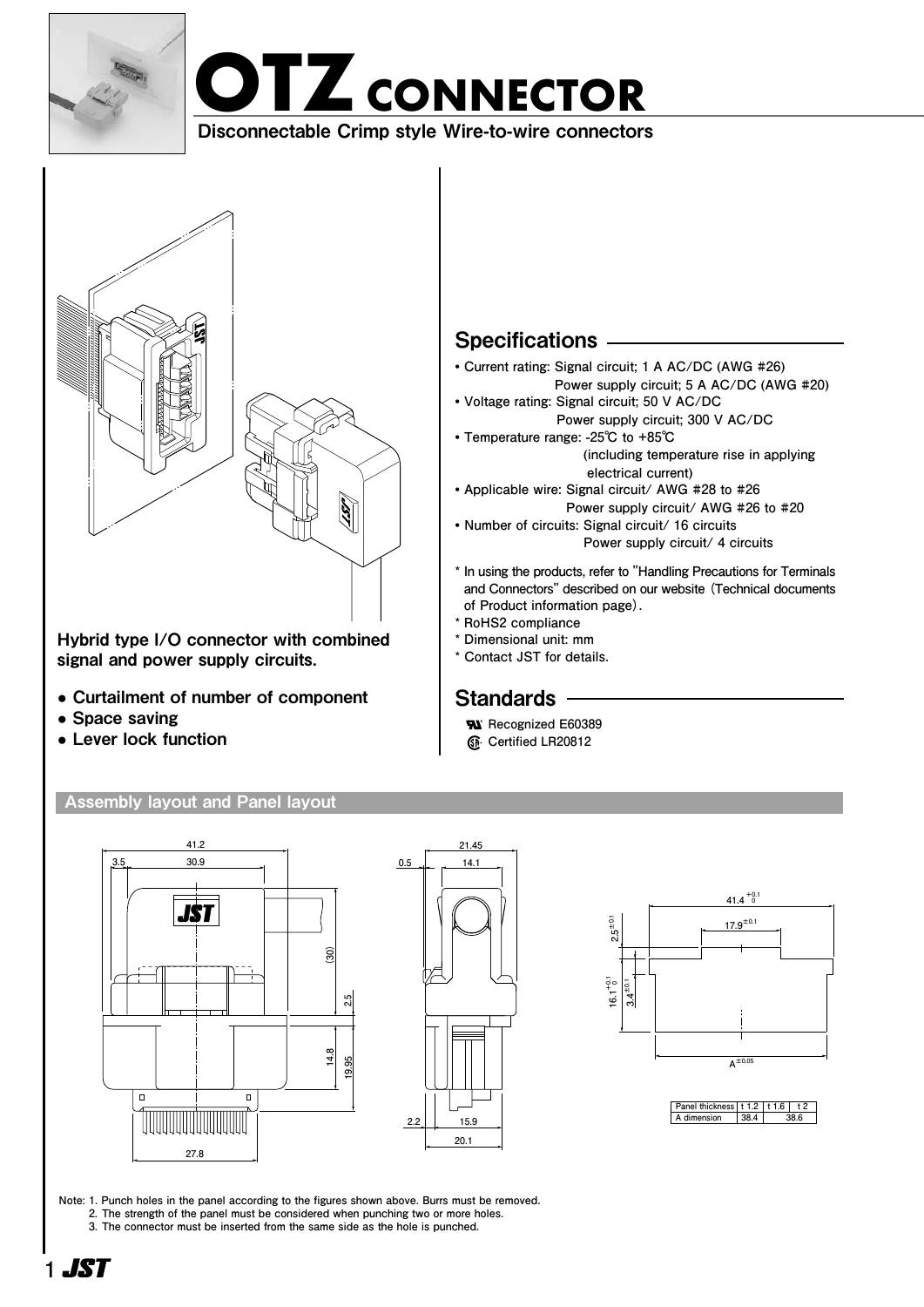# OTZ CONNECTOR

**Disconnectable Crimp style Wire-to-wire connectors**

**Hybrid type I/O connector with combined signal and power supply circuits.**

- **Curtailment of number of component**
- **Space saving**
- **Lever lock function**

## Specifications

- Current rating: Signal circuit; 1 A AC/DC (AWG #26)
  Power supply circuit; 5 A AC/DC (AWG #20)
- Voltage rating: Signal circuit; 50 V AC/DC
  Power supply circuit; 300 V AC/DC
- Temperature range: -25℃ to +85℃
  (including temperature rise in applying electrical current)
- Applicable wire: Signal circuit/ AWG #28 to #26
  Power supply circuit/ AWG #26 to #20
- Number of circuits: Signal circuit/ 16 circuits
  Power supply circuit/ 4 circuits

\* In using the products, refer to "Handling Precautions for Terminals and Connectors" described on our website (Technical documents of Product information page).
\* RoHS2 compliance
\* Dimensional unit: mm
\* Contact JST for details.

## Standards

Recognized E60389
Certified LR20812

### Assembly layout and Panel layout

| Panel thickness | t 1.2 | t 1.6 | t 2 |
|---|---|---|---|
| A dimension | 38.4 | 38.6 | |

Note: 1. Punch holes in the panel according to the figures shown above. Burrs must be removed.
2. The strength of the panel must be considered when punching two or more holes.
3. The connector must be inserted from the same side as the hole is punched.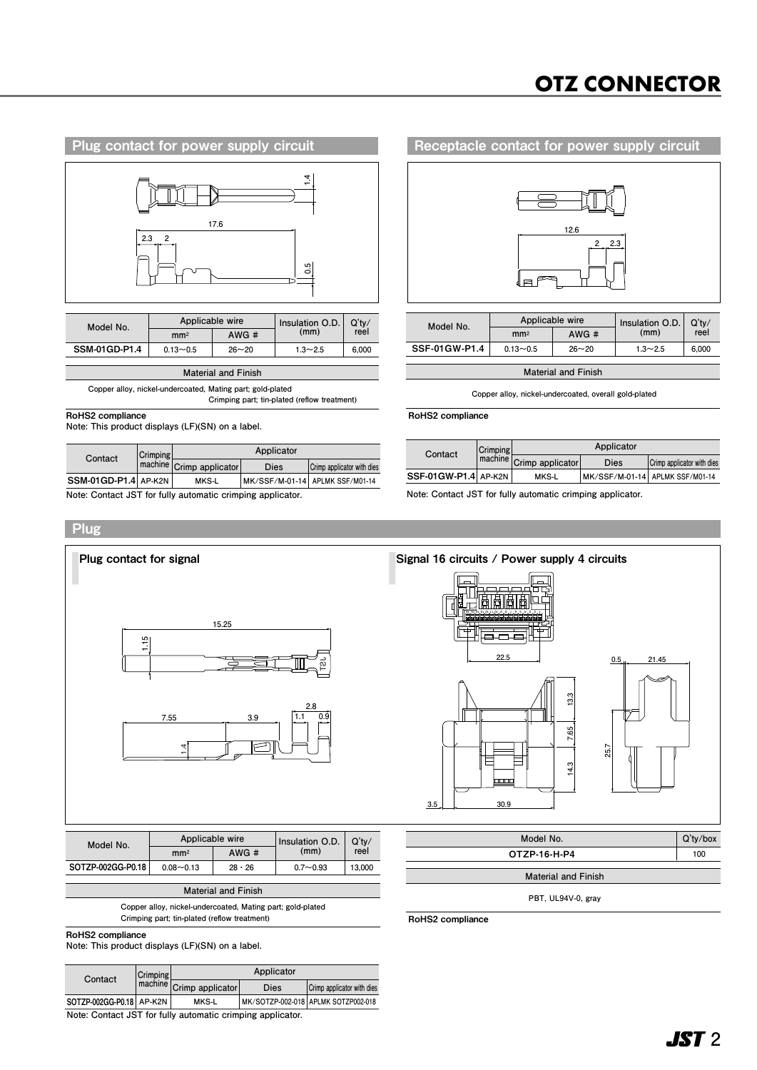# OTZ CONNECTOR

## Plug contact for power supply circuit

| Model No. | Applicable wire | | Insulation O.D. (mm) | Q'ty/ reel |
|---|---|---|---|---|
| | mm² | AWG # | | |
| **SSM-01GD-P1.4** | 0.13~0.5 | 26~20 | 1.3~2.5 | 6,000 |

**Material and Finish**

Copper alloy, nickel-undercoated, Mating part; gold-plated
Crimping part; tin-plated (reflow treatment)

**RoHS2 compliance**
Note: This product displays (LF)(SN) on a label.

| Contact | Crimping machine | Applicator | | |
|---|---|---|---|---|
| | | Crimp applicator | Dies | Crimp applicator with dies |
| **SSM-01GD-P1.4** | AP-K2N | MKS-L | MK/SSF/M-01-14 | APLMK SSF/M01-14 |

Note: Contact JST for fully automatic crimping applicator.

## Receptacle contact for power supply circuit

| Model No. | Applicable wire | | Insulation O.D. (mm) | Q'ty/ reel |
|---|---|---|---|---|
| | mm² | AWG # | | |
| **SSF-01GW-P1.4** | 0.13~0.5 | 26~20 | 1.3~2.5 | 6,000 |

**Material and Finish**

Copper alloy, nickel-undercoated, overall gold-plated

**RoHS2 compliance**

| Contact | Crimping machine | Applicator | | |
|---|---|---|---|---|
| | | Crimp applicator | Dies | Crimp applicator with dies |
| **SSF-01GW-P1.4** | AP-K2N | MKS-L | MK/SSF/M-01-14 | APLMK SSF/M01-14 |

Note: Contact JST for fully automatic crimping applicator.

## Plug

### Plug contact for signal

| Model No. | Applicable wire | | Insulation O.D. (mm) | Q'ty/ reel |
|---|---|---|---|---|
| | mm² | AWG # | | |
| **SOTZP-002GG-P0.18** | 0.08~0.13 | 28・26 | 0.7~0.93 | 13,000 |

**Material and Finish**

Copper alloy, nickel-undercoated, Mating part; gold-plated
Crimping part; tin-plated (reflow treatment)

**RoHS2 compliance**
Note: This product displays (LF)(SN) on a label.

| Contact | Crimping machine | Applicator | | |
|---|---|---|---|---|
| | | Crimp applicator | Dies | Crimp applicator with dies |
| **SOTZP-002GG-P0.18** | AP-K2N | MKS-L | MK/SOTZP-002-018 | APLMK SOTZP002-018 |

Note: Contact JST for fully automatic crimping applicator.

### Signal 16 circuits / Power supply 4 circuits

| Model No. | Q'ty/box |
|---|---|
| **OTZP-16-H-P4** | 100 |

**Material and Finish**

PBT, UL94V-0, gray

**RoHS2 compliance**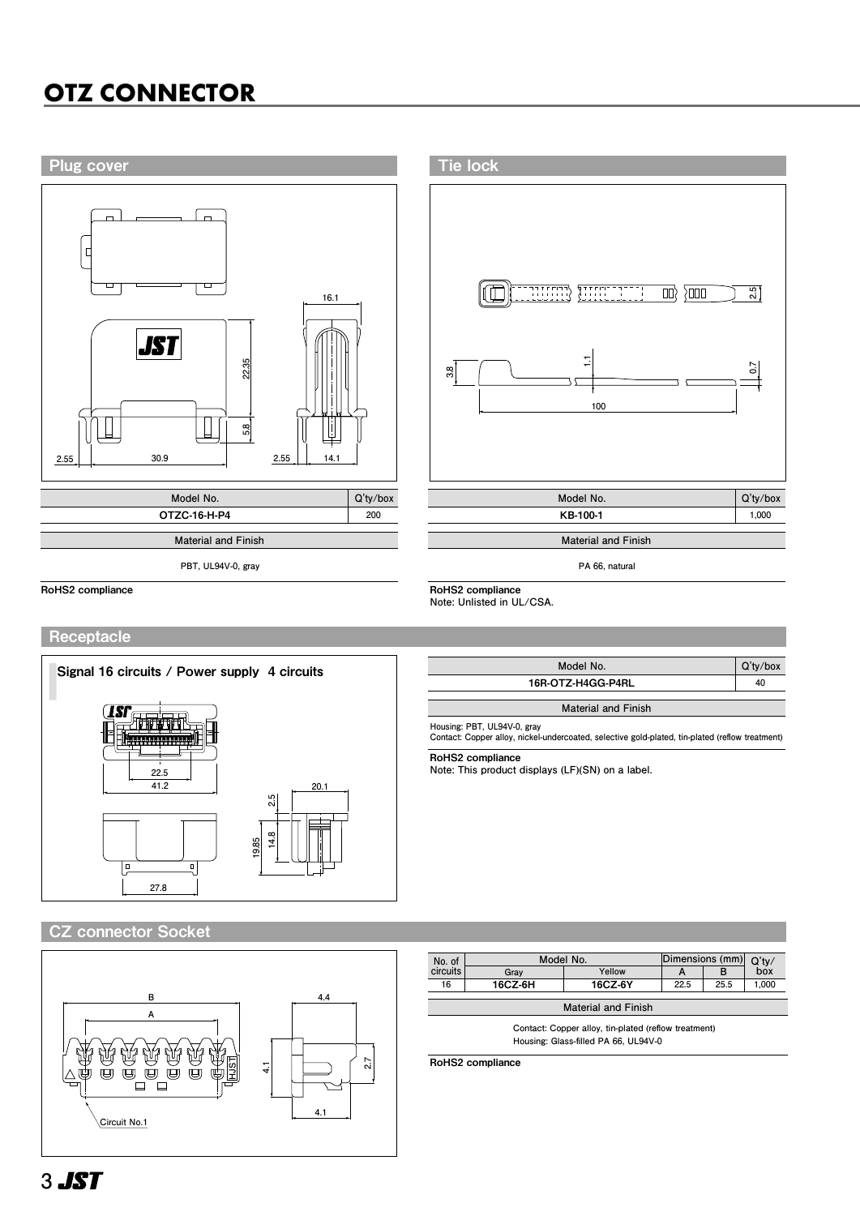# OTZ CONNECTOR

## Plug cover

| Model No. | Q'ty/box |
|---|---|
| OTZC-16-H-P4 | 200 |

| Material and Finish |
|---|
| PBT, UL94V-0, gray |

**RoHS2 compliance**

## Tie lock

| Model No. | Q'ty/box |
|---|---|
| KB-100-1 | 1,000 |

| Material and Finish |
|---|
| PA 66, natural |

**RoHS2 compliance**
Note: Unlisted in UL/CSA.

## Receptacle

**Signal 16 circuits / Power supply 4 circuits**

| Model No. | Q'ty/box |
|---|---|
| 16R-OTZ-H4GG-P4RL | 40 |

| Material and Finish |
|---|
| Housing: PBT, UL94V-0, gray<br>Contact: Copper alloy, nickel-undercoated, selective gold-plated, tin-plated (reflow treatment) |

**RoHS2 compliance**
Note: This product displays (LF)(SN) on a label.

## CZ connector Socket

| No. of circuits | Model No. | | Dimensions (mm) | | Q'ty/box |
|---|---|---|---|---|---|
| | Gray | Yellow | A | B | |
| 16 | 16CZ-6H | 16CZ-6Y | 22.5 | 25.5 | 1,000 |

| Material and Finish |
|---|
| Contact: Copper alloy, tin-plated (reflow treatment)<br>Housing: Glass-filled PA 66, UL94V-0 |

**RoHS2 compliance**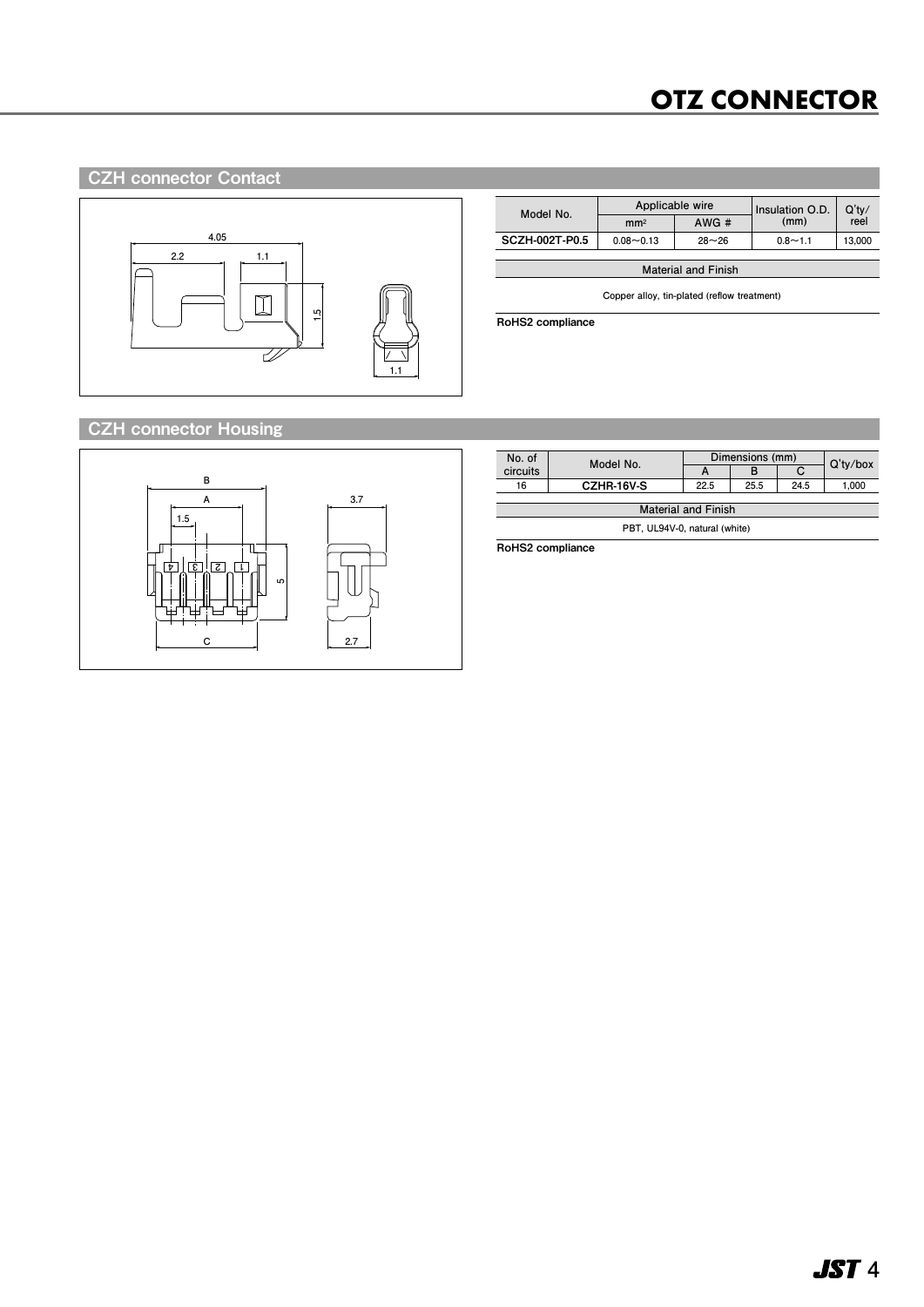# OTZ CONNECTOR

## CZH connector Contact

4.05
2.2
1.1
1.5
1.1

| Model No. | Applicable wire | | Insulation O.D. (mm) | Q'ty/ reel |
|---|---|---|---|---|
| | mm² | AWG # | | |
| **SCZH-002T-P0.5** | 0.08~0.13 | 28~26 | 0.8~1.1 | 13,000 |

| Material and Finish |
|---|
| Copper alloy, tin-plated (reflow treatment) |

**RoHS2 compliance**

## CZH connector Housing

B
A
1.5
4 3 2 1
5
C
3.7
2.7

| No. of circuits | Model No. | Dimensions (mm) | | | Q'ty/box |
|---|---|---|---|---|---|
| | | A | B | C | |
| 16 | **CZHR-16V-S** | 22.5 | 25.5 | 24.5 | 1,000 |

| Material and Finish |
|---|
| PBT, UL94V-0, natural (white) |

**RoHS2 compliance**